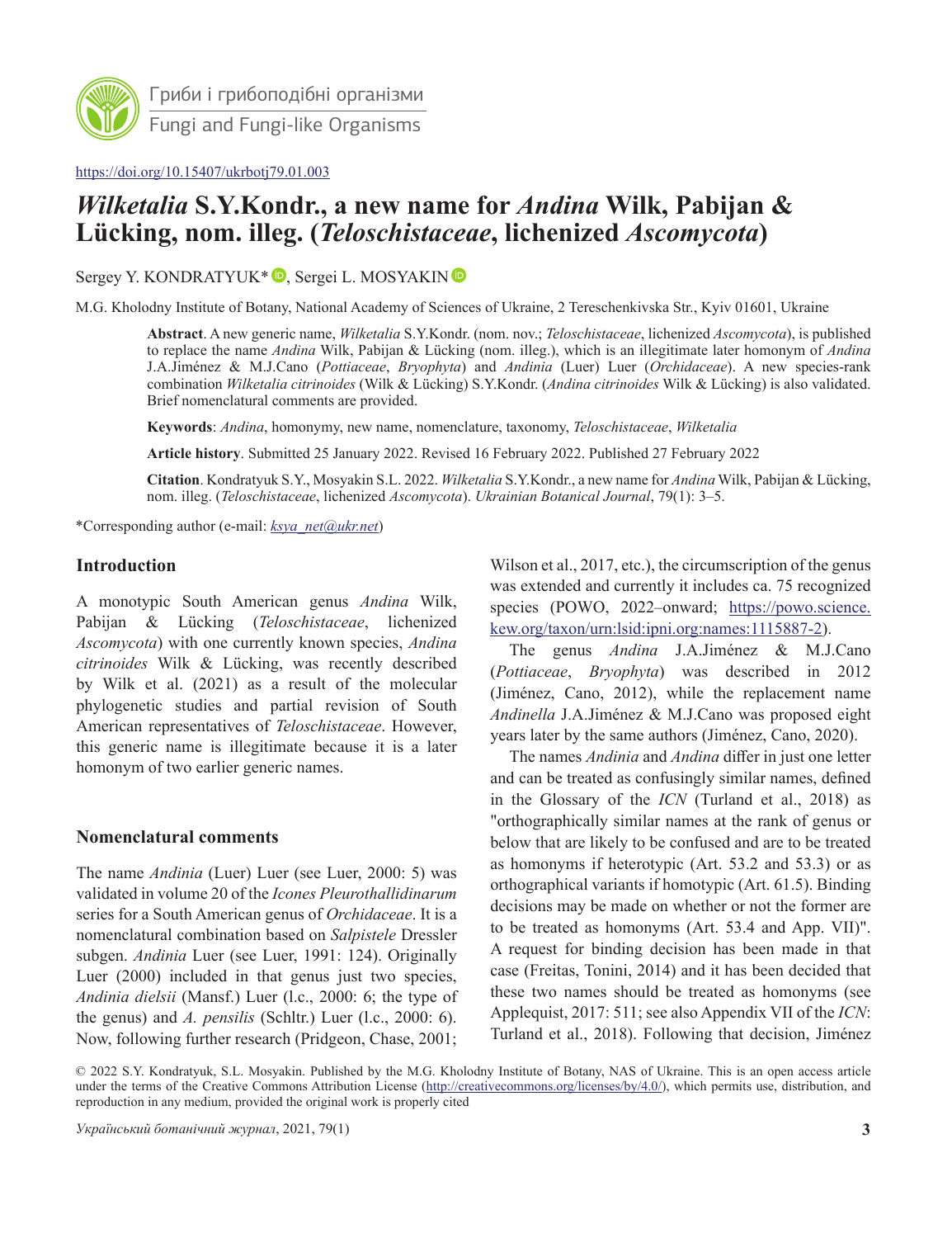Гриби і грибоподібні організми
Fungi and Fungi-like Organisms

https://doi.org/10.15407/ukrbotj79.01.003

# *Wilketalia* S.Y.Kondr., a new name for *Andina* Wilk, Pabijan & Lücking, nom. illeg. (*Teloschistaceae*, lichenized *Ascomycota*)

Sergey Y. KONDRATYUK*, Sergei L. MOSYAKIN

M.G. Kholodny Institute of Botany, National Academy of Sciences of Ukraine, 2 Tereschenkivska Str., Kyiv 01601, Ukraine

**Abstract**. A new generic name, *Wilketalia* S.Y.Kondr. (nom. nov.; *Teloschistaceae*, lichenized *Ascomycota*), is published to replace the name *Andina* Wilk, Pabijan & Lücking (nom. illeg.), which is an illegitimate later homonym of *Andina* J.A.Jiménez & M.J.Cano (*Pottiaceae*, *Bryophyta*) and *Andinia* (Luer) Luer (*Orchidaceae*). A new species-rank combination *Wilketalia citrinoides* (Wilk & Lücking) S.Y.Kondr. (*Andina citrinoides* Wilk & Lücking) is also validated. Brief nomenclatural comments are provided.

**Keywords**: *Andina*, homonymy, new name, nomenclature, taxonomy, *Teloschistaceae*, *Wilketalia*

**Article history**. Submitted 25 January 2022. Revised 16 February 2022. Published 27 February 2022

**Citation**. Kondratyuk S.Y., Mosyakin S.L. 2022. *Wilketalia* S.Y.Kondr., a new name for *Andina* Wilk, Pabijan & Lücking, nom. illeg. (*Teloschistaceae*, lichenized *Ascomycota*). *Ukrainian Botanical Journal*, 79(1): 3–5.

*Corresponding author (e-mail: *ksya_net@ukr.net*)

## Introduction

A monotypic South American genus *Andina* Wilk, Pabijan & Lücking (*Teloschistaceae*, lichenized *Ascomycota*) with one currently known species, *Andina citrinoides* Wilk & Lücking, was recently described by Wilk et al. (2021) as a result of the molecular phylogenetic studies and partial revision of South American representatives of *Teloschistaceae*. However, this generic name is illegitimate because it is a later homonym of two earlier generic names.

## Nomenclatural comments

The name *Andinia* (Luer) Luer (see Luer, 2000: 5) was validated in volume 20 of the *Icones Pleurothallidinarum* series for a South American genus of *Orchidaceae*. It is a nomenclatural combination based on *Salpistele* Dressler subgen. *Andinia* Luer (see Luer, 1991: 124). Originally Luer (2000) included in that genus just two species, *Andinia dielsii* (Mansf.) Luer (l.c., 2000: 6; the type of the genus) and *A. pensilis* (Schltr.) Luer (l.c., 2000: 6). Now, following further research (Pridgeon, Chase, 2001; Wilson et al., 2017, etc.), the circumscription of the genus was extended and currently it includes ca. 75 recognized species (POWO, 2022–onward; https://powo.science.kew.org/taxon/urn:lsid:ipni.org:names:1115887-2).

The genus *Andina* J.A.Jiménez & M.J.Cano (*Pottiaceae*, *Bryophyta*) was described in 2012 (Jiménez, Cano, 2012), while the replacement name *Andinella* J.A.Jiménez & M.J.Cano was proposed eight years later by the same authors (Jiménez, Cano, 2020).

The names *Andinia* and *Andina* differ in just one letter and can be treated as confusingly similar names, defined in the Glossary of the *ICN* (Turland et al., 2018) as "orthographically similar names at the rank of genus or below that are likely to be confused and are to be treated as homonyms if heterotypic (Art. 53.2 and 53.3) or as orthographical variants if homotypic (Art. 61.5). Binding decisions may be made on whether or not the former are to be treated as homonyms (Art. 53.4 and App. VII)". A request for binding decision has been made in that case (Freitas, Tonini, 2014) and it has been decided that these two names should be treated as homonyms (see Applequist, 2017: 511; see also Appendix VII of the *ICN*: Turland et al., 2018). Following that decision, Jiménez

© 2022 S.Y. Kondratyuk, S.L. Mosyakin. Published by the M.G. Kholodny Institute of Botany, NAS of Ukraine. This is an open access article under the terms of the Creative Commons Attribution License (http://creativecommons.org/licenses/by/4.0/), which permits use, distribution, and reproduction in any medium, provided the original work is properly cited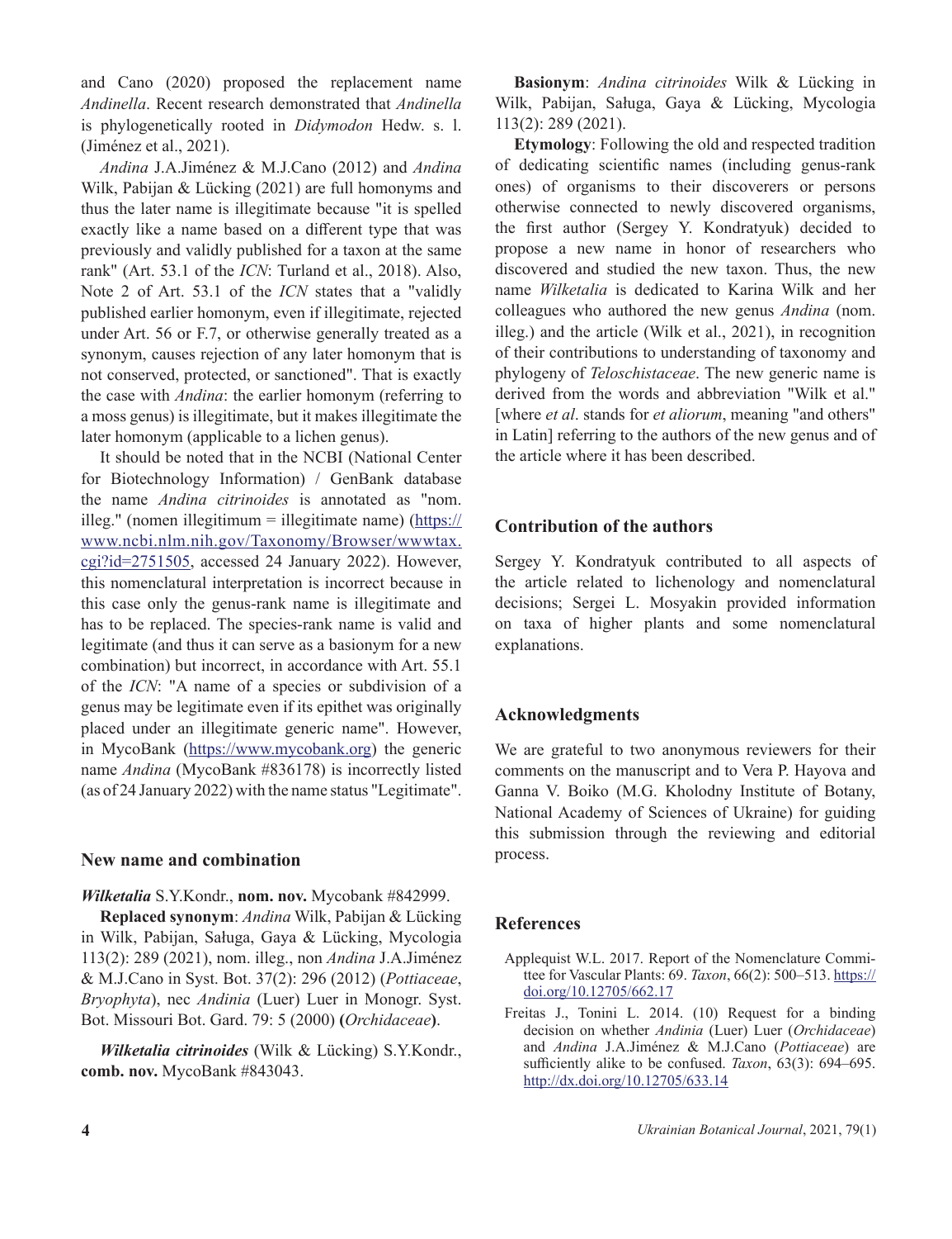and Cano (2020) proposed the replacement name *Andinella*. Recent research demonstrated that *Andinella* is phylogenetically rooted in *Didymodon* Hedw. s. l. (Jiménez et al., 2021).

*Andina* J.A.Jiménez & M.J.Cano (2012) and *Andina* Wilk, Pabijan & Lücking (2021) are full homonyms and thus the later name is illegitimate because "it is spelled exactly like a name based on a different type that was previously and validly published for a taxon at the same rank" (Art. 53.1 of the *ICN*: Turland et al., 2018). Also, Note 2 of Art. 53.1 of the *ICN* states that a "validly published earlier homonym, even if illegitimate, rejected under Art. 56 or F.7, or otherwise generally treated as a synonym, causes rejection of any later homonym that is not conserved, protected, or sanctioned". That is exactly the case with *Andina*: the earlier homonym (referring to a moss genus) is illegitimate, but it makes illegitimate the later homonym (applicable to a lichen genus).

It should be noted that in the NCBI (National Center for Biotechnology Information) / GenBank database the name *Andina citrinoides* is annotated as "nom. illeg." (nomen illegitimum = illegitimate name) (https://www.ncbi.nlm.nih.gov/Taxonomy/Browser/wwwtax.cgi?id=2751505, accessed 24 January 2022). However, this nomenclatural interpretation is incorrect because in this case only the genus-rank name is illegitimate and has to be replaced. The species-rank name is valid and legitimate (and thus it can serve as a basionym for a new combination) but incorrect, in accordance with Art. 55.1 of the *ICN*: "A name of a species or subdivision of a genus may be legitimate even if its epithet was originally placed under an illegitimate generic name". However, in MycoBank (https://www.mycobank.org) the generic name *Andina* (MycoBank #836178) is incorrectly listed (as of 24 January 2022) with the name status "Legitimate".

## New name and combination

***Wilketalia*** S.Y.Kondr., **nom. nov.** Mycobank #842999.

**Replaced synonym**: *Andina* Wilk, Pabijan & Lücking in Wilk, Pabijan, Saługa, Gaya & Lücking, Mycologia 113(2): 289 (2021), nom. illeg., non *Andina* J.A.Jiménez & M.J.Cano in Syst. Bot. 37(2): 296 (2012) (*Pottiaceae*, *Bryophyta*), nec *Andinia* (Luer) Luer in Monogr. Syst. Bot. Missouri Bot. Gard. 79: 5 (2000) **(***Orchidaceae***)**.

***Wilketalia citrinoides*** (Wilk & Lücking) S.Y.Kondr., **comb. nov.** MycoBank #843043.

**Basionym**: *Andina citrinoides* Wilk & Lücking in Wilk, Pabijan, Saługa, Gaya & Lücking, Mycologia 113(2): 289 (2021).

**Etymology**: Following the old and respected tradition of dedicating scientific names (including genus-rank ones) of organisms to their discoverers or persons otherwise connected to newly discovered organisms, the first author (Sergey Y. Kondratyuk) decided to propose a new name in honor of researchers who discovered and studied the new taxon. Thus, the new name *Wilketalia* is dedicated to Karina Wilk and her colleagues who authored the new genus *Andina* (nom. illeg.) and the article (Wilk et al., 2021), in recognition of their contributions to understanding of taxonomy and phylogeny of *Teloschistaceae*. The new generic name is derived from the words and abbreviation "Wilk et al." [where *et al*. stands for *et aliorum*, meaning "and others" in Latin] referring to the authors of the new genus and of the article where it has been described.

## Contribution of the authors

Sergey Y. Kondratyuk contributed to all aspects of the article related to lichenology and nomenclatural decisions; Sergei L. Mosyakin provided information on taxa of higher plants and some nomenclatural explanations.

## Acknowledgments

We are grateful to two anonymous reviewers for their comments on the manuscript and to Vera P. Hayova and Ganna V. Boiko (M.G. Kholodny Institute of Botany, National Academy of Sciences of Ukraine) for guiding this submission through the reviewing and editorial process.

## References

Applequist W.L. 2017. Report of the Nomenclature Committee for Vascular Plants: 69. *Taxon*, 66(2): 500–513. https://doi.org/10.12705/662.17

Freitas J., Tonini L. 2014. (10) Request for a binding decision on whether *Andinia* (Luer) Luer (*Orchidaceae*) and *Andina* J.A.Jiménez & M.J.Cano (*Pottiaceae*) are sufficiently alike to be confused. *Taxon*, 63(3): 694–695. http://dx.doi.org/10.12705/633.14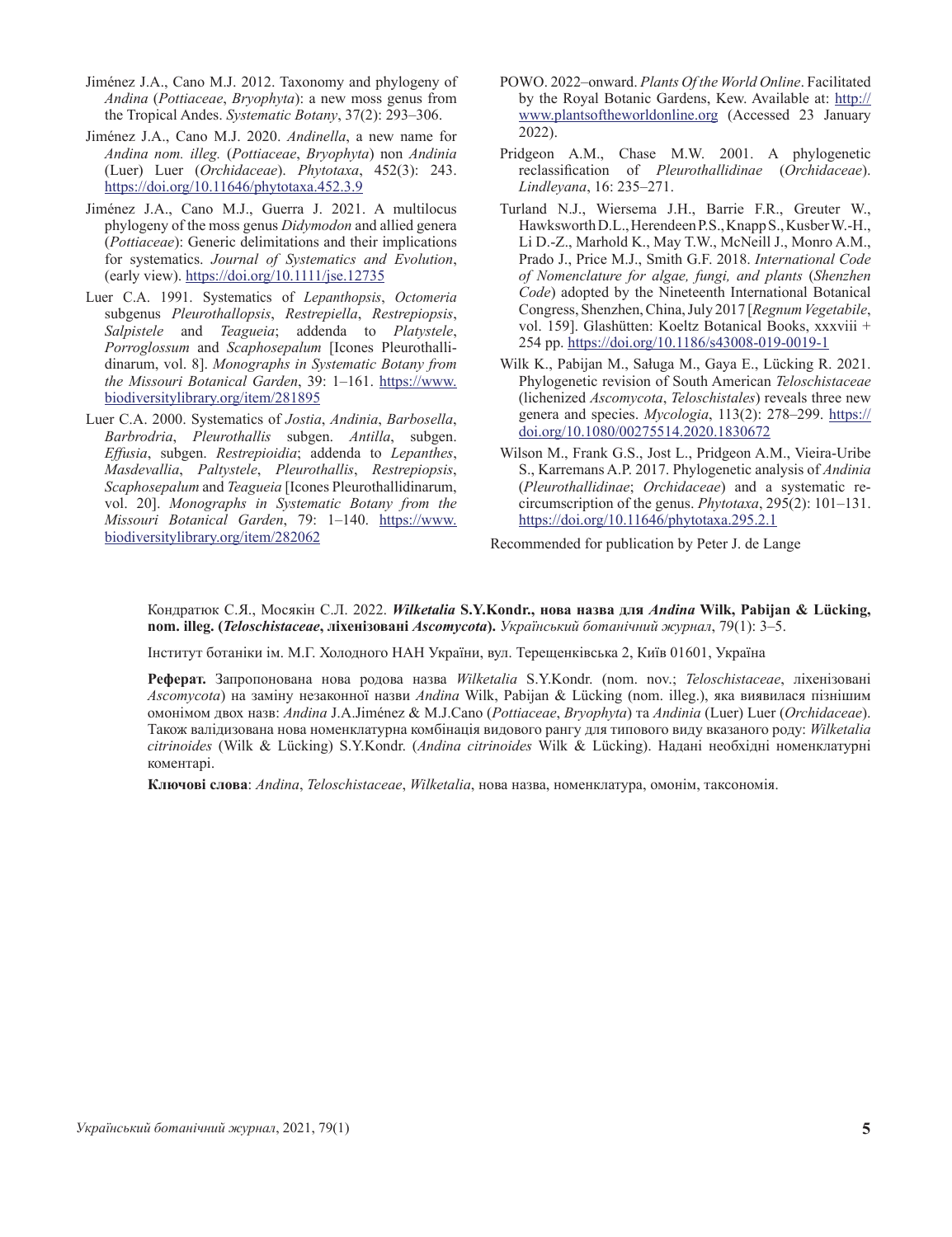Jiménez J.A., Cano M.J. 2012. Taxonomy and phylogeny of *Andina* (*Pottiaceae*, *Bryophyta*): a new moss genus from the Tropical Andes. *Systematic Botany*, 37(2): 293–306.

Jiménez J.A., Cano M.J. 2020. *Andinella*, a new name for *Andina nom. illeg.* (*Pottiaceae*, *Bryophyta*) non *Andinia* (Luer) Luer (*Orchidaceae*). *Phytotaxa*, 452(3): 243. https://doi.org/10.11646/phytotaxa.452.3.9

Jiménez J.A., Cano M.J., Guerra J. 2021. A multilocus phylogeny of the moss genus *Didymodon* and allied genera (*Pottiaceae*): Generic delimitations and their implications for systematics. *Journal of Systematics and Evolution*, (early view). https://doi.org/10.1111/jse.12735

Luer C.A. 1991. Systematics of *Lepanthopsis*, *Octomeria* subgenus *Pleurothallopsis*, *Restrepiella*, *Restrepiopsis*, *Salpistele* and *Teagueia*; addenda to *Platystele*, *Porroglossum* and *Scaphosepalum* [Icones Pleurothallidinarum, vol. 8]. *Monographs in Systematic Botany from the Missouri Botanical Garden*, 39: 1–161. https://www.biodiversitylibrary.org/item/281895

Luer C.A. 2000. Systematics of *Jostia*, *Andinia*, *Barbosella*, *Barbrodria*, *Pleurothallis* subgen. *Antilla*, subgen. *Effusia*, subgen. *Restrepioidia*; addenda to *Lepanthes*, *Masdevallia*, *Paltystele*, *Pleurothallis*, *Restrepiopsis*, *Scaphosepalum* and *Teagueia* [Icones Pleurothallidinarum, vol. 20]. *Monographs in Systematic Botany from the Missouri Botanical Garden*, 79: 1–140. https://www.biodiversitylibrary.org/item/282062

POWO. 2022–onward. *Plants Of the World Online*. Facilitated by the Royal Botanic Gardens, Kew. Available at: http://www.plantsoftheworldonline.org (Accessed 23 January 2022).

Pridgeon A.M., Chase M.W. 2001. A phylogenetic reclassification of *Pleurothallidinae* (*Orchidaceae*). *Lindleyana*, 16: 235–271.

Turland N.J., Wiersema J.H., Barrie F.R., Greuter W., Hawksworth D.L., Herendeen P.S., Knapp S., Kusber W.-H., Li D.-Z., Marhold K., May T.W., McNeill J., Monro A.M., Prado J., Price M.J., Smith G.F. 2018. *International Code of Nomenclature for algae, fungi, and plants* (*Shenzhen Code*) adopted by the Nineteenth International Botanical Congress, Shenzhen, China, July 2017 [*Regnum Vegetabile*, vol. 159]. Glashütten: Koeltz Botanical Books, xxxviii + 254 pp. https://doi.org/10.1186/s43008-019-0019-1

Wilk K., Pabijan M., Saługa M., Gaya E., Lücking R. 2021. Phylogenetic revision of South American *Teloschistaceae* (lichenized *Ascomycota*, *Teloschistales*) reveals three new genera and species. *Mycologia*, 113(2): 278–299. https://doi.org/10.1080/00275514.2020.1830672

Wilson M., Frank G.S., Jost L., Pridgeon A.M., Vieira-Uribe S., Karremans A.P. 2017. Phylogenetic analysis of *Andinia* (*Pleurothallidinae*; *Orchidaceae*) and a systematic re-circumscription of the genus. *Phytotaxa*, 295(2): 101–131. https://doi.org/10.11646/phytotaxa.295.2.1

Recommended for publication by Peter J. de Lange

Кондратюк С.Я., Мосякін С.Л. 2022. ***Wilketalia* S.Y.Kondr., нова назва для *Andina* Wilk, Pabijan & Lücking, nom. illeg. (*Teloschistaceae*, ліхенізовані *Ascomycota*).** *Український ботанічний журнал*, 79(1): 3–5.

Інститут ботаніки ім. М.Г. Холодного НАН України, вул. Терещенківська 2, Київ 01601, Україна

**Реферат.** Запропонована нова родова назва *Wilketalia* S.Y.Kondr. (nom. nov.; *Teloschistaceae*, ліхенізовані *Ascomycota*) на заміну незаконної назви *Andina* Wilk, Pabijan & Lücking (nom. illeg.), яка виявилася пізнішим омонімом двох назв: *Andina* J.A.Jiménez & M.J.Cano (*Pottiaceae*, *Bryophyta*) та *Andinia* (Luer) Luer (*Orchidaceae*). Також валідизована нова номенклатурна комбінація видового рангу для типового виду вказаного роду: *Wilketalia citrinoides* (Wilk & Lücking) S.Y.Kondr. (*Andina citrinoides* Wilk & Lücking). Надані необхідні номенклатурні коментарі.

**Ключові слова**: *Andina*, *Teloschistaceae*, *Wilketalia*, нова назва, номенклатура, омонім, таксономія.